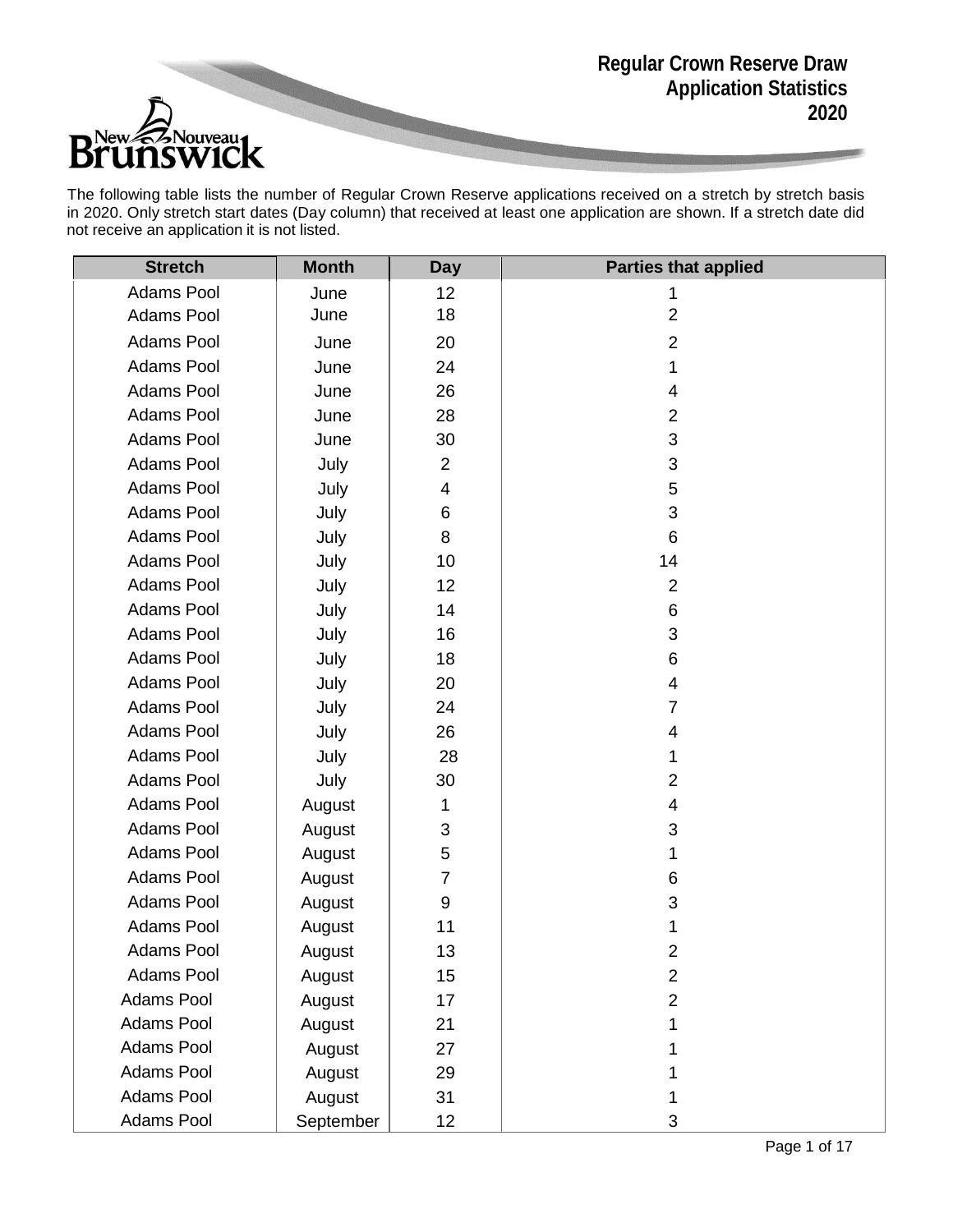# Regular Crown Reserve Draw Application Statistics 2020

The following table lists the number of Regular Crown Reserve applications received on a stretch by stretch basis in 2020. Only stretch start dates (Day column) that received at least one application are shown. If a stretch date did not receive an application it is not listed.

| Stretch | Month | Day | Parties that applied |
|---|---|---|---|
| Adams Pool | June | 12 | 1 |
| Adams Pool | June | 18 | 2 |
| Adams Pool | June | 20 | 2 |
| Adams Pool | June | 24 | 1 |
| Adams Pool | June | 26 | 4 |
| Adams Pool | June | 28 | 2 |
| Adams Pool | June | 30 | 3 |
| Adams Pool | July | 2 | 3 |
| Adams Pool | July | 4 | 5 |
| Adams Pool | July | 6 | 3 |
| Adams Pool | July | 8 | 6 |
| Adams Pool | July | 10 | 14 |
| Adams Pool | July | 12 | 2 |
| Adams Pool | July | 14 | 6 |
| Adams Pool | July | 16 | 3 |
| Adams Pool | July | 18 | 6 |
| Adams Pool | July | 20 | 4 |
| Adams Pool | July | 24 | 7 |
| Adams Pool | July | 26 | 4 |
| Adams Pool | July | 28 | 1 |
| Adams Pool | July | 30 | 2 |
| Adams Pool | August | 1 | 4 |
| Adams Pool | August | 3 | 3 |
| Adams Pool | August | 5 | 1 |
| Adams Pool | August | 7 | 6 |
| Adams Pool | August | 9 | 3 |
| Adams Pool | August | 11 | 1 |
| Adams Pool | August | 13 | 2 |
| Adams Pool | August | 15 | 2 |
| Adams Pool | August | 17 | 2 |
| Adams Pool | August | 21 | 1 |
| Adams Pool | August | 27 | 1 |
| Adams Pool | August | 29 | 1 |
| Adams Pool | August | 31 | 1 |
| Adams Pool | September | 12 | 3 |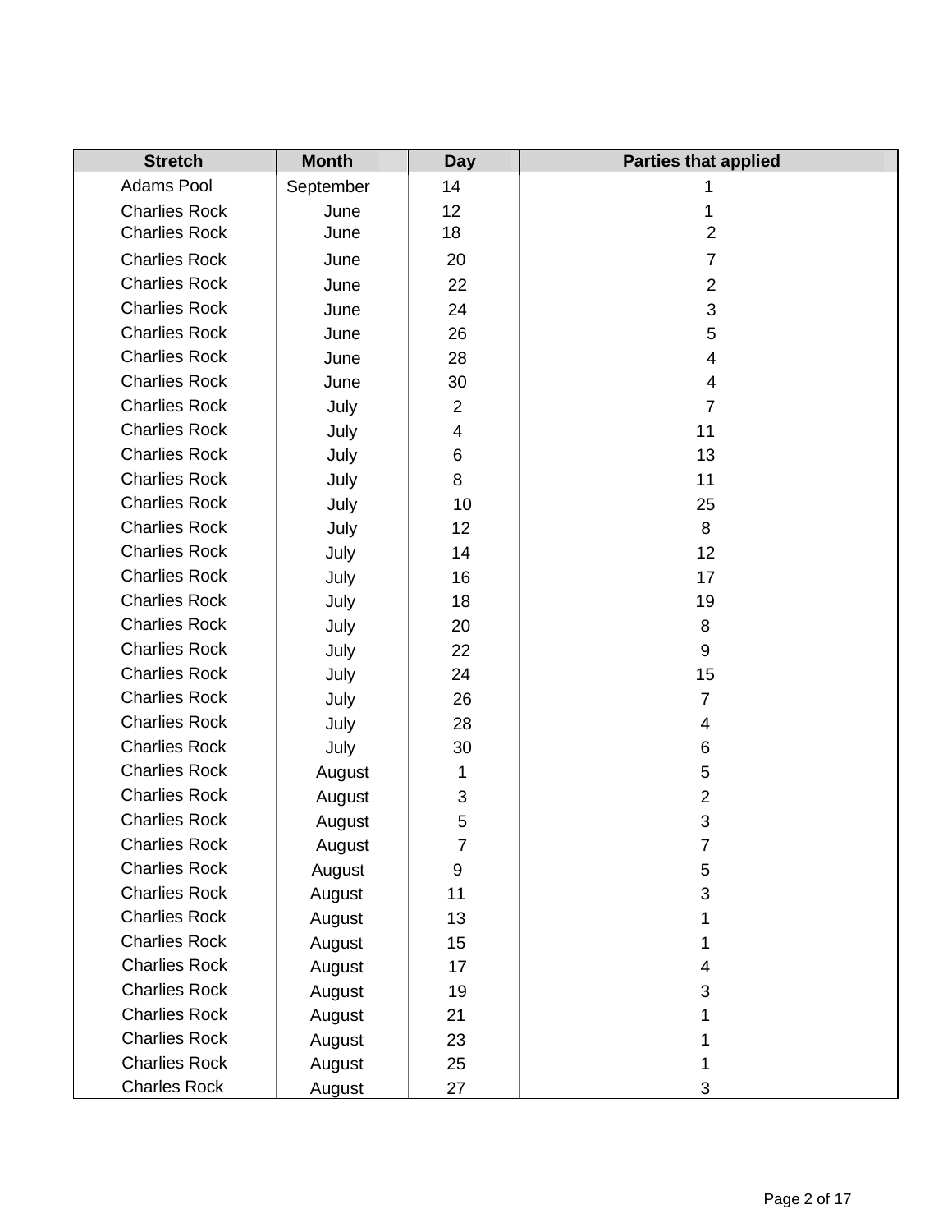| Stretch | Month | Day | Parties that applied |
|---|---|---|---|
| Adams Pool | September | 14 | 1 |
| Charlies Rock | June | 12 | 1 |
| Charlies Rock | June | 18 | 2 |
| Charlies Rock | June | 20 | 7 |
| Charlies Rock | June | 22 | 2 |
| Charlies Rock | June | 24 | 3 |
| Charlies Rock | June | 26 | 5 |
| Charlies Rock | June | 28 | 4 |
| Charlies Rock | June | 30 | 4 |
| Charlies Rock | July | 2 | 7 |
| Charlies Rock | July | 4 | 11 |
| Charlies Rock | July | 6 | 13 |
| Charlies Rock | July | 8 | 11 |
| Charlies Rock | July | 10 | 25 |
| Charlies Rock | July | 12 | 8 |
| Charlies Rock | July | 14 | 12 |
| Charlies Rock | July | 16 | 17 |
| Charlies Rock | July | 18 | 19 |
| Charlies Rock | July | 20 | 8 |
| Charlies Rock | July | 22 | 9 |
| Charlies Rock | July | 24 | 15 |
| Charlies Rock | July | 26 | 7 |
| Charlies Rock | July | 28 | 4 |
| Charlies Rock | July | 30 | 6 |
| Charlies Rock | August | 1 | 5 |
| Charlies Rock | August | 3 | 2 |
| Charlies Rock | August | 5 | 3 |
| Charlies Rock | August | 7 | 7 |
| Charlies Rock | August | 9 | 5 |
| Charlies Rock | August | 11 | 3 |
| Charlies Rock | August | 13 | 1 |
| Charlies Rock | August | 15 | 1 |
| Charlies Rock | August | 17 | 4 |
| Charlies Rock | August | 19 | 3 |
| Charlies Rock | August | 21 | 1 |
| Charlies Rock | August | 23 | 1 |
| Charlies Rock | August | 25 | 1 |
| Charles Rock | August | 27 | 3 |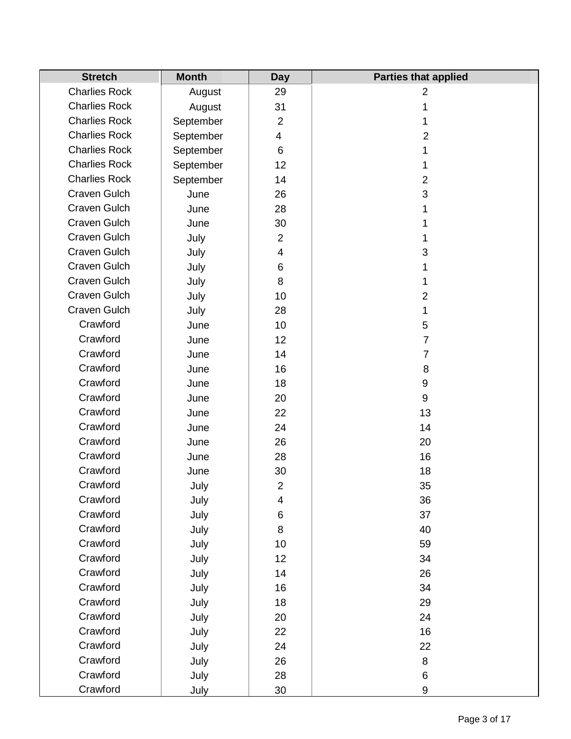| Stretch | Month | Day | Parties that applied |
|---|---|---|---|
| Charlies Rock | August | 29 | 2 |
| Charlies Rock | August | 31 | 1 |
| Charlies Rock | September | 2 | 1 |
| Charlies Rock | September | 4 | 2 |
| Charlies Rock | September | 6 | 1 |
| Charlies Rock | September | 12 | 1 |
| Charlies Rock | September | 14 | 2 |
| Craven Gulch | June | 26 | 3 |
| Craven Gulch | June | 28 | 1 |
| Craven Gulch | June | 30 | 1 |
| Craven Gulch | July | 2 | 1 |
| Craven Gulch | July | 4 | 3 |
| Craven Gulch | July | 6 | 1 |
| Craven Gulch | July | 8 | 1 |
| Craven Gulch | July | 10 | 2 |
| Craven Gulch | July | 28 | 1 |
| Crawford | June | 10 | 5 |
| Crawford | June | 12 | 7 |
| Crawford | June | 14 | 7 |
| Crawford | June | 16 | 8 |
| Crawford | June | 18 | 9 |
| Crawford | June | 20 | 9 |
| Crawford | June | 22 | 13 |
| Crawford | June | 24 | 14 |
| Crawford | June | 26 | 20 |
| Crawford | June | 28 | 16 |
| Crawford | June | 30 | 18 |
| Crawford | July | 2 | 35 |
| Crawford | July | 4 | 36 |
| Crawford | July | 6 | 37 |
| Crawford | July | 8 | 40 |
| Crawford | July | 10 | 59 |
| Crawford | July | 12 | 34 |
| Crawford | July | 14 | 26 |
| Crawford | July | 16 | 34 |
| Crawford | July | 18 | 29 |
| Crawford | July | 20 | 24 |
| Crawford | July | 22 | 16 |
| Crawford | July | 24 | 22 |
| Crawford | July | 26 | 8 |
| Crawford | July | 28 | 6 |
| Crawford | July | 30 | 9 |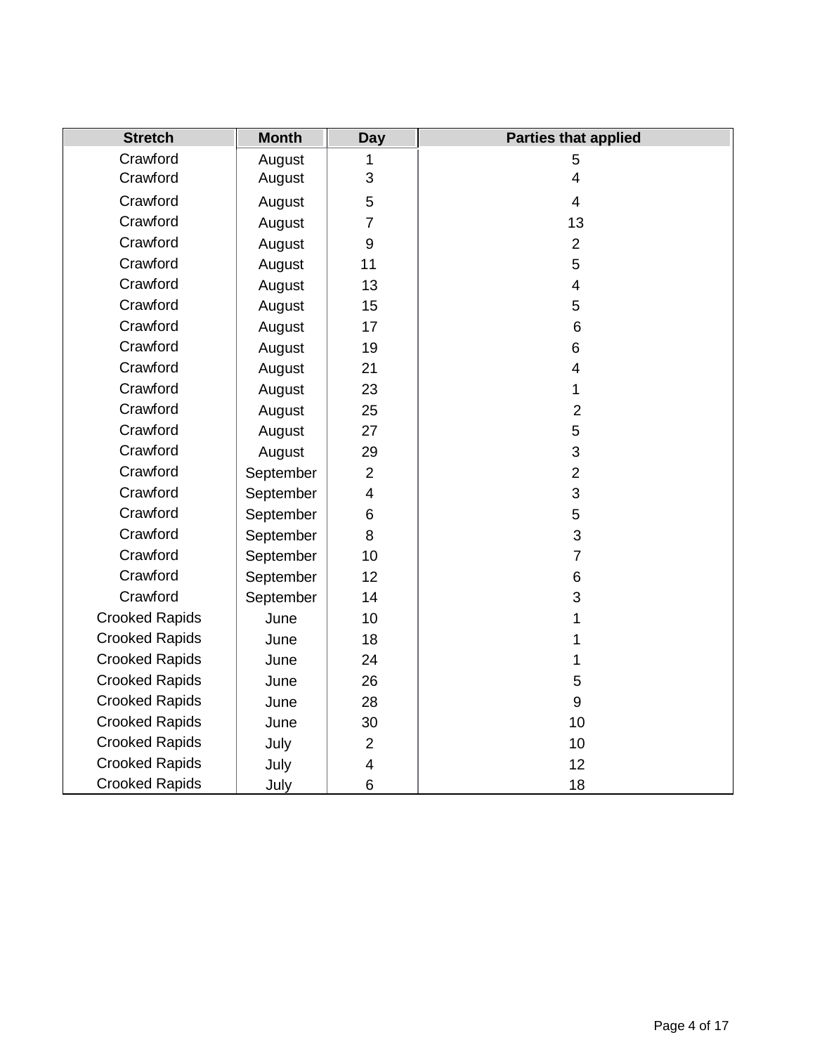| Stretch | Month | Day | Parties that applied |
| --- | --- | --- | --- |
| Crawford | August | 1 | 5 |
| Crawford | August | 3 | 4 |
| Crawford | August | 5 | 4 |
| Crawford | August | 7 | 13 |
| Crawford | August | 9 | 2 |
| Crawford | August | 11 | 5 |
| Crawford | August | 13 | 4 |
| Crawford | August | 15 | 5 |
| Crawford | August | 17 | 6 |
| Crawford | August | 19 | 6 |
| Crawford | August | 21 | 4 |
| Crawford | August | 23 | 1 |
| Crawford | August | 25 | 2 |
| Crawford | August | 27 | 5 |
| Crawford | August | 29 | 3 |
| Crawford | September | 2 | 2 |
| Crawford | September | 4 | 3 |
| Crawford | September | 6 | 5 |
| Crawford | September | 8 | 3 |
| Crawford | September | 10 | 7 |
| Crawford | September | 12 | 6 |
| Crawford | September | 14 | 3 |
| Crooked Rapids | June | 10 | 1 |
| Crooked Rapids | June | 18 | 1 |
| Crooked Rapids | June | 24 | 1 |
| Crooked Rapids | June | 26 | 5 |
| Crooked Rapids | June | 28 | 9 |
| Crooked Rapids | June | 30 | 10 |
| Crooked Rapids | July | 2 | 10 |
| Crooked Rapids | July | 4 | 12 |
| Crooked Rapids | July | 6 | 18 |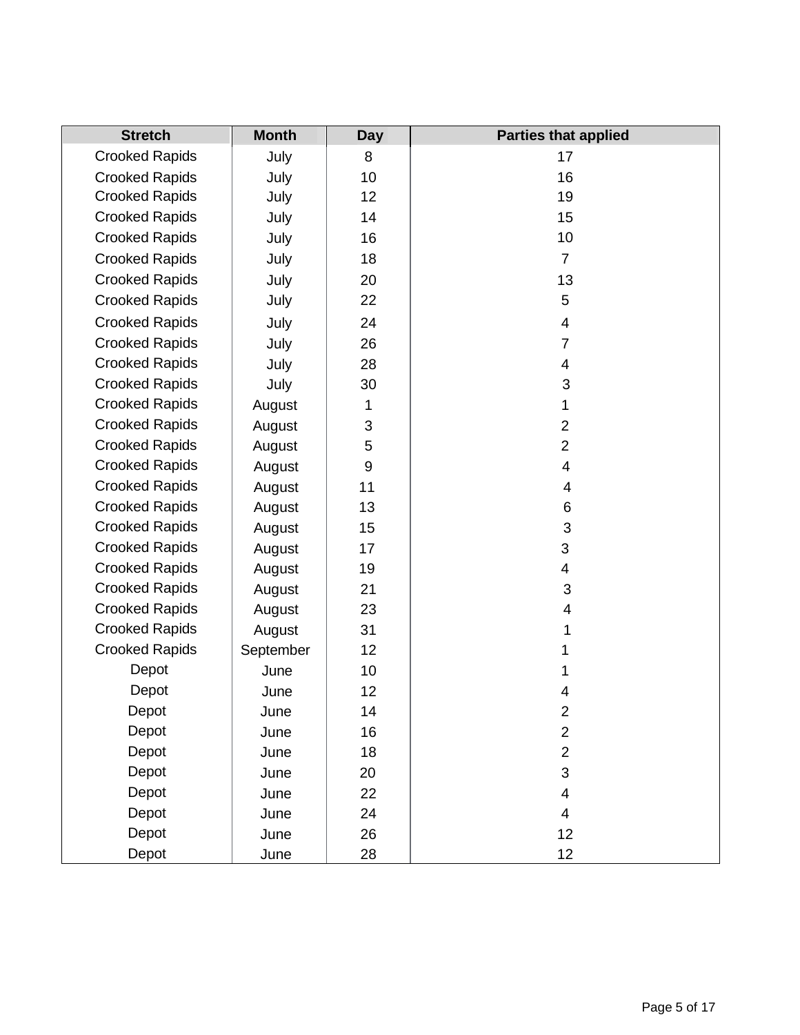| Stretch | Month | Day | Parties that applied |
|---|---|---|---|
| Crooked Rapids | July | 8 | 17 |
| Crooked Rapids | July | 10 | 16 |
| Crooked Rapids | July | 12 | 19 |
| Crooked Rapids | July | 14 | 15 |
| Crooked Rapids | July | 16 | 10 |
| Crooked Rapids | July | 18 | 7 |
| Crooked Rapids | July | 20 | 13 |
| Crooked Rapids | July | 22 | 5 |
| Crooked Rapids | July | 24 | 4 |
| Crooked Rapids | July | 26 | 7 |
| Crooked Rapids | July | 28 | 4 |
| Crooked Rapids | July | 30 | 3 |
| Crooked Rapids | August | 1 | 1 |
| Crooked Rapids | August | 3 | 2 |
| Crooked Rapids | August | 5 | 2 |
| Crooked Rapids | August | 9 | 4 |
| Crooked Rapids | August | 11 | 4 |
| Crooked Rapids | August | 13 | 6 |
| Crooked Rapids | August | 15 | 3 |
| Crooked Rapids | August | 17 | 3 |
| Crooked Rapids | August | 19 | 4 |
| Crooked Rapids | August | 21 | 3 |
| Crooked Rapids | August | 23 | 4 |
| Crooked Rapids | August | 31 | 1 |
| Crooked Rapids | September | 12 | 1 |
| Depot | June | 10 | 1 |
| Depot | June | 12 | 4 |
| Depot | June | 14 | 2 |
| Depot | June | 16 | 2 |
| Depot | June | 18 | 2 |
| Depot | June | 20 | 3 |
| Depot | June | 22 | 4 |
| Depot | June | 24 | 4 |
| Depot | June | 26 | 12 |
| Depot | June | 28 | 12 |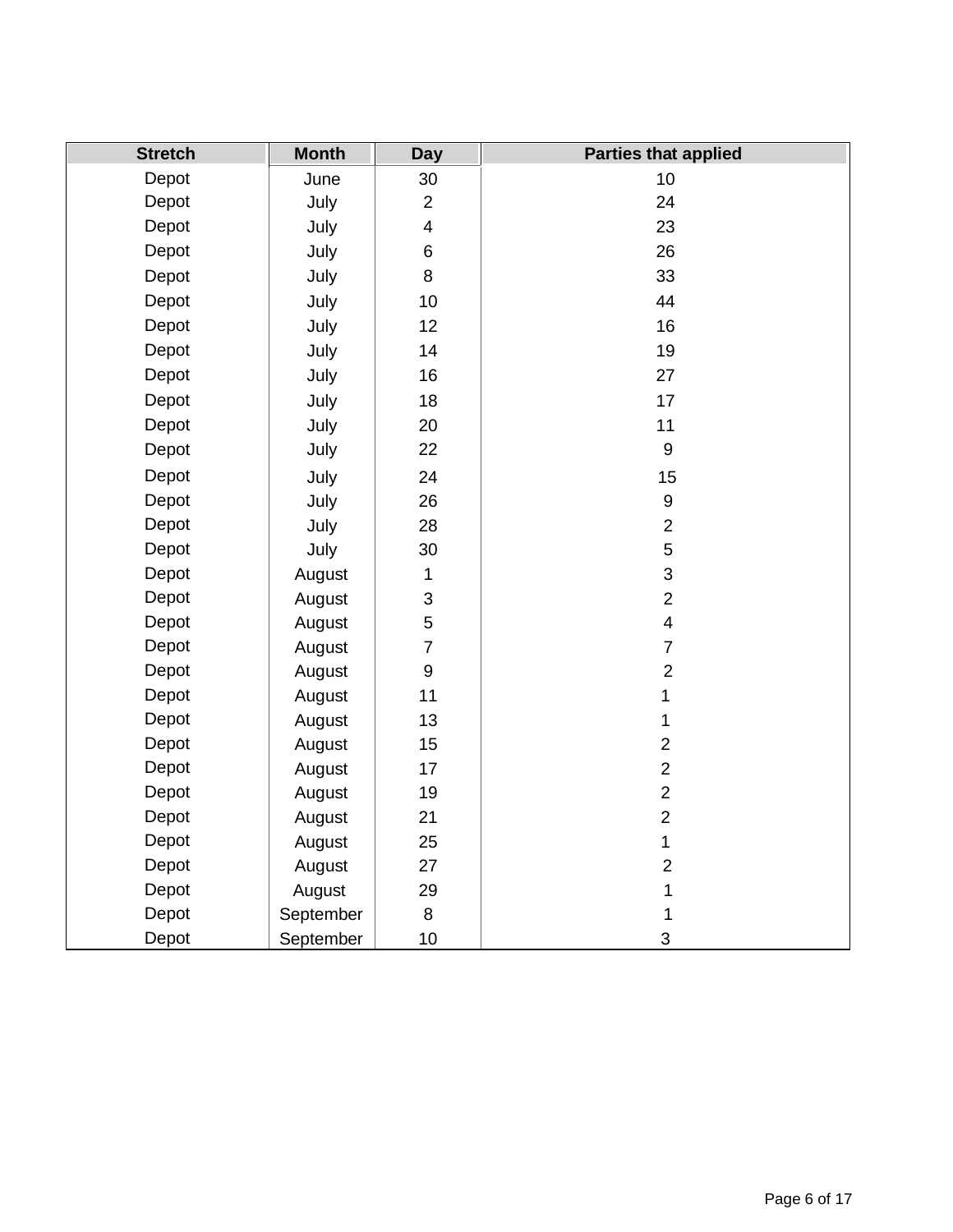| Stretch | Month | Day | Parties that applied |
|---|---|---|---|
| Depot | June | 30 | 10 |
| Depot | July | 2 | 24 |
| Depot | July | 4 | 23 |
| Depot | July | 6 | 26 |
| Depot | July | 8 | 33 |
| Depot | July | 10 | 44 |
| Depot | July | 12 | 16 |
| Depot | July | 14 | 19 |
| Depot | July | 16 | 27 |
| Depot | July | 18 | 17 |
| Depot | July | 20 | 11 |
| Depot | July | 22 | 9 |
| Depot | July | 24 | 15 |
| Depot | July | 26 | 9 |
| Depot | July | 28 | 2 |
| Depot | July | 30 | 5 |
| Depot | August | 1 | 3 |
| Depot | August | 3 | 2 |
| Depot | August | 5 | 4 |
| Depot | August | 7 | 7 |
| Depot | August | 9 | 2 |
| Depot | August | 11 | 1 |
| Depot | August | 13 | 1 |
| Depot | August | 15 | 2 |
| Depot | August | 17 | 2 |
| Depot | August | 19 | 2 |
| Depot | August | 21 | 2 |
| Depot | August | 25 | 1 |
| Depot | August | 27 | 2 |
| Depot | August | 29 | 1 |
| Depot | September | 8 | 1 |
| Depot | September | 10 | 3 |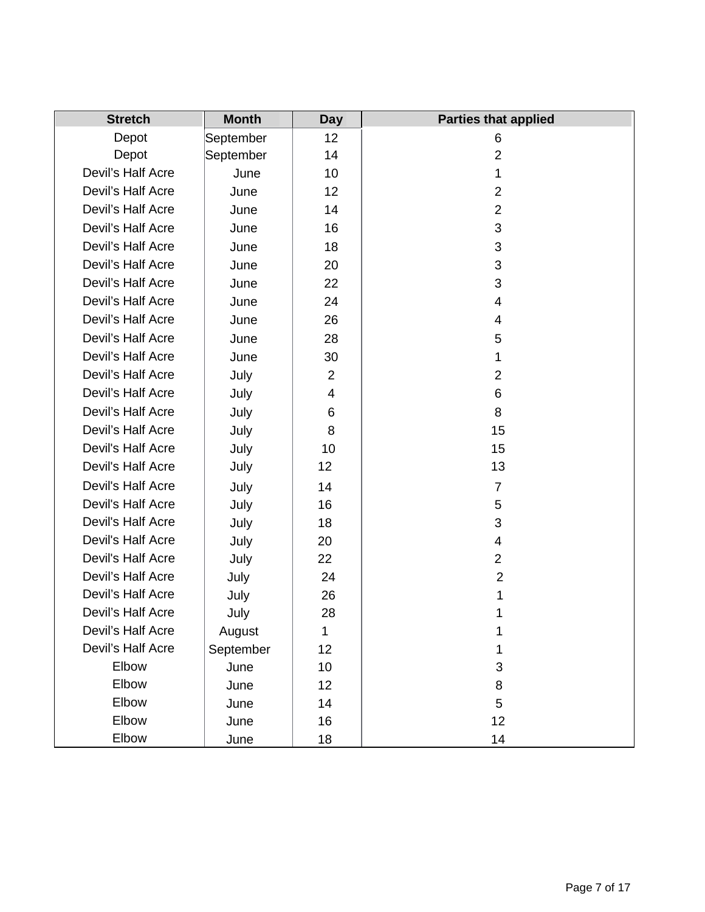| Stretch | Month | Day | Parties that applied |
|---|---|---|---|
| Depot | September | 12 | 6 |
| Depot | September | 14 | 2 |
| Devil’s Half Acre | June | 10 | 1 |
| Devil’s Half Acre | June | 12 | 2 |
| Devil’s Half Acre | June | 14 | 2 |
| Devil’s Half Acre | June | 16 | 3 |
| Devil’s Half Acre | June | 18 | 3 |
| Devil’s Half Acre | June | 20 | 3 |
| Devil’s Half Acre | June | 22 | 3 |
| Devil’s Half Acre | June | 24 | 4 |
| Devil’s Half Acre | June | 26 | 4 |
| Devil’s Half Acre | June | 28 | 5 |
| Devil’s Half Acre | June | 30 | 1 |
| Devil’s Half Acre | July | 2 | 2 |
| Devil’s Half Acre | July | 4 | 6 |
| Devil’s Half Acre | July | 6 | 8 |
| Devil’s Half Acre | July | 8 | 15 |
| Devil's Half Acre | July | 10 | 15 |
| Devil's Half Acre | July | 12 | 13 |
| Devil's Half Acre | July | 14 | 7 |
| Devil's Half Acre | July | 16 | 5 |
| Devil's Half Acre | July | 18 | 3 |
| Devil's Half Acre | July | 20 | 4 |
| Devil's Half Acre | July | 22 | 2 |
| Devil's Half Acre | July | 24 | 2 |
| Devil’s Half Acre | July | 26 | 1 |
| Devil’s Half Acre | July | 28 | 1 |
| Devil’s Half Acre | August | 1 | 1 |
| Devil’s Half Acre | September | 12 | 1 |
| Elbow | June | 10 | 3 |
| Elbow | June | 12 | 8 |
| Elbow | June | 14 | 5 |
| Elbow | June | 16 | 12 |
| Elbow | June | 18 | 14 |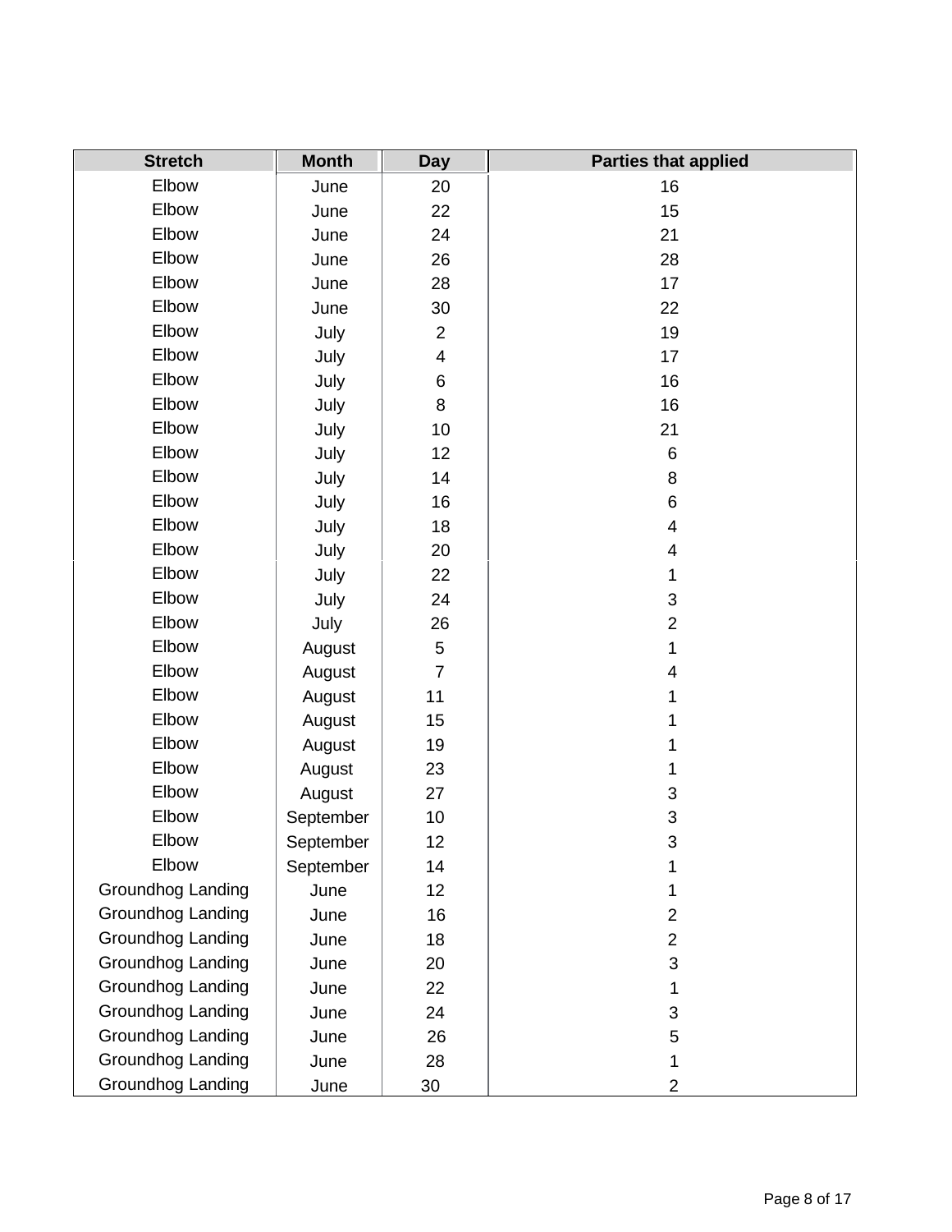| Stretch | Month | Day | Parties that applied |
|---|---|---|---|
| Elbow | June | 20 | 16 |
| Elbow | June | 22 | 15 |
| Elbow | June | 24 | 21 |
| Elbow | June | 26 | 28 |
| Elbow | June | 28 | 17 |
| Elbow | June | 30 | 22 |
| Elbow | July | 2 | 19 |
| Elbow | July | 4 | 17 |
| Elbow | July | 6 | 16 |
| Elbow | July | 8 | 16 |
| Elbow | July | 10 | 21 |
| Elbow | July | 12 | 6 |
| Elbow | July | 14 | 8 |
| Elbow | July | 16 | 6 |
| Elbow | July | 18 | 4 |
| Elbow | July | 20 | 4 |
| Elbow | July | 22 | 1 |
| Elbow | July | 24 | 3 |
| Elbow | July | 26 | 2 |
| Elbow | August | 5 | 1 |
| Elbow | August | 7 | 4 |
| Elbow | August | 11 | 1 |
| Elbow | August | 15 | 1 |
| Elbow | August | 19 | 1 |
| Elbow | August | 23 | 1 |
| Elbow | August | 27 | 3 |
| Elbow | September | 10 | 3 |
| Elbow | September | 12 | 3 |
| Elbow | September | 14 | 1 |
| Groundhog Landing | June | 12 | 1 |
| Groundhog Landing | June | 16 | 2 |
| Groundhog Landing | June | 18 | 2 |
| Groundhog Landing | June | 20 | 3 |
| Groundhog Landing | June | 22 | 1 |
| Groundhog Landing | June | 24 | 3 |
| Groundhog Landing | June | 26 | 5 |
| Groundhog Landing | June | 28 | 1 |
| Groundhog Landing | June | 30 | 2 |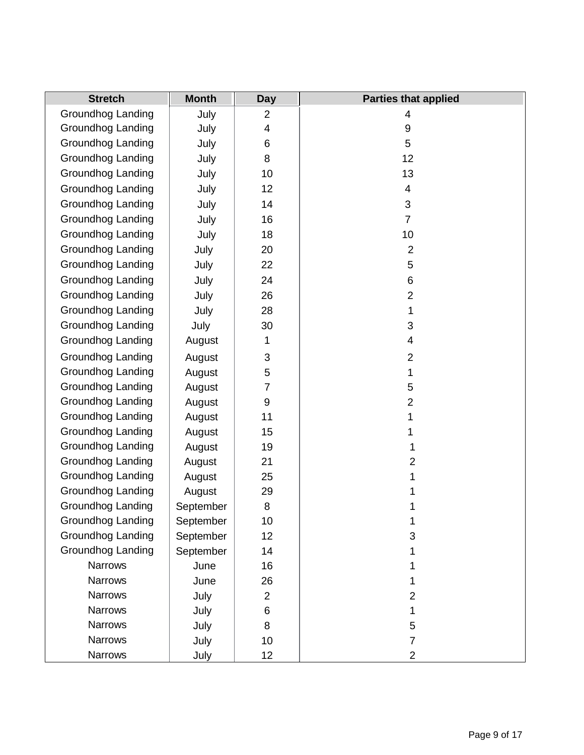| Stretch | Month | Day | Parties that applied |
|---|---|---|---|
| Groundhog Landing | July | 2 | 4 |
| Groundhog Landing | July | 4 | 9 |
| Groundhog Landing | July | 6 | 5 |
| Groundhog Landing | July | 8 | 12 |
| Groundhog Landing | July | 10 | 13 |
| Groundhog Landing | July | 12 | 4 |
| Groundhog Landing | July | 14 | 3 |
| Groundhog Landing | July | 16 | 7 |
| Groundhog Landing | July | 18 | 10 |
| Groundhog Landing | July | 20 | 2 |
| Groundhog Landing | July | 22 | 5 |
| Groundhog Landing | July | 24 | 6 |
| Groundhog Landing | July | 26 | 2 |
| Groundhog Landing | July | 28 | 1 |
| Groundhog Landing | July | 30 | 3 |
| Groundhog Landing | August | 1 | 4 |
| Groundhog Landing | August | 3 | 2 |
| Groundhog Landing | August | 5 | 1 |
| Groundhog Landing | August | 7 | 5 |
| Groundhog Landing | August | 9 | 2 |
| Groundhog Landing | August | 11 | 1 |
| Groundhog Landing | August | 15 | 1 |
| Groundhog Landing | August | 19 | 1 |
| Groundhog Landing | August | 21 | 2 |
| Groundhog Landing | August | 25 | 1 |
| Groundhog Landing | August | 29 | 1 |
| Groundhog Landing | September | 8 | 1 |
| Groundhog Landing | September | 10 | 1 |
| Groundhog Landing | September | 12 | 3 |
| Groundhog Landing | September | 14 | 1 |
| Narrows | June | 16 | 1 |
| Narrows | June | 26 | 1 |
| Narrows | July | 2 | 2 |
| Narrows | July | 6 | 1 |
| Narrows | July | 8 | 5 |
| Narrows | July | 10 | 7 |
| Narrows | July | 12 | 2 |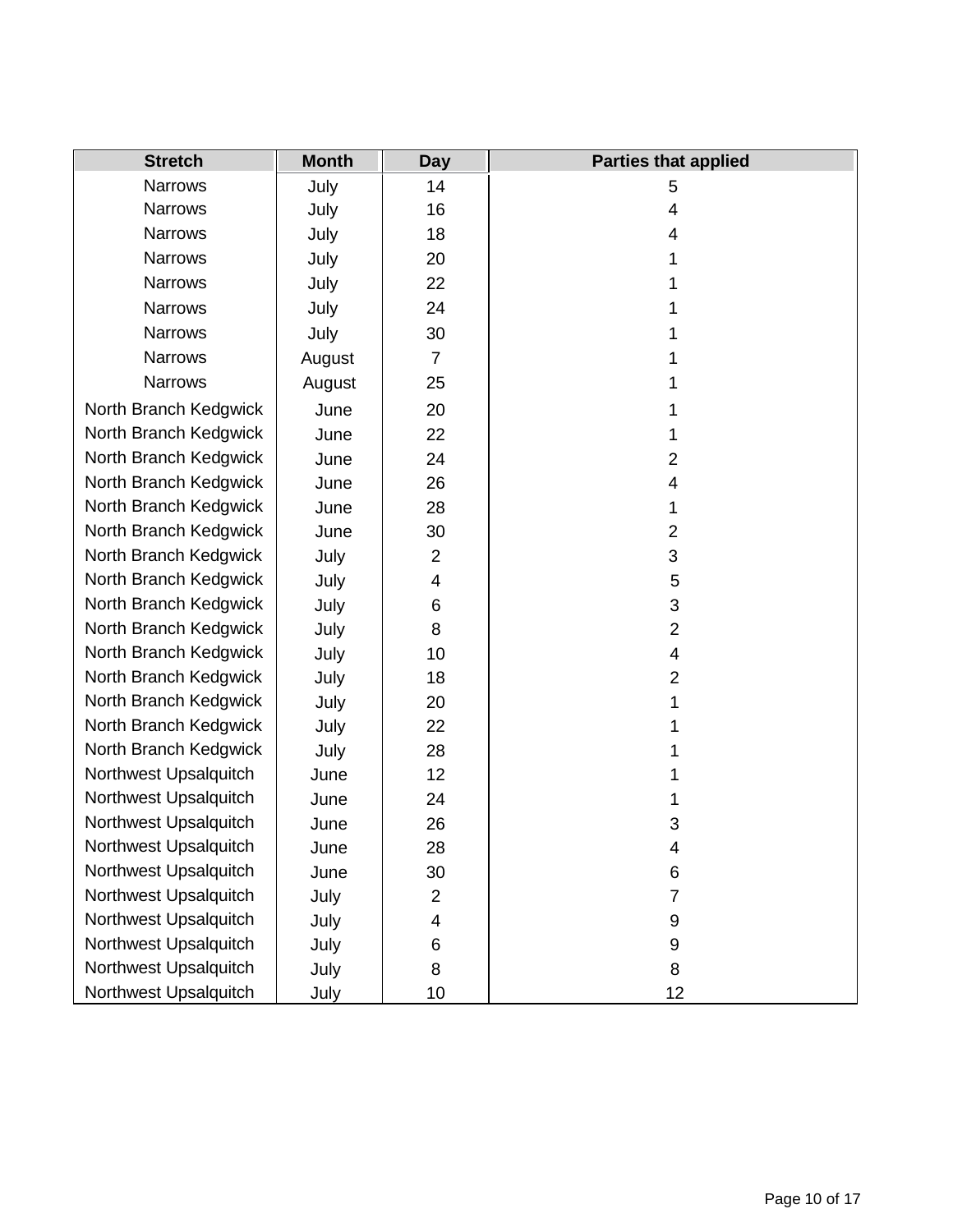| Stretch | Month | Day | Parties that applied |
| --- | --- | --- | --- |
| Narrows | July | 14 | 5 |
| Narrows | July | 16 | 4 |
| Narrows | July | 18 | 4 |
| Narrows | July | 20 | 1 |
| Narrows | July | 22 | 1 |
| Narrows | July | 24 | 1 |
| Narrows | July | 30 | 1 |
| Narrows | August | 7 | 1 |
| Narrows | August | 25 | 1 |
| North Branch Kedgwick | June | 20 | 1 |
| North Branch Kedgwick | June | 22 | 1 |
| North Branch Kedgwick | June | 24 | 2 |
| North Branch Kedgwick | June | 26 | 4 |
| North Branch Kedgwick | June | 28 | 1 |
| North Branch Kedgwick | June | 30 | 2 |
| North Branch Kedgwick | July | 2 | 3 |
| North Branch Kedgwick | July | 4 | 5 |
| North Branch Kedgwick | July | 6 | 3 |
| North Branch Kedgwick | July | 8 | 2 |
| North Branch Kedgwick | July | 10 | 4 |
| North Branch Kedgwick | July | 18 | 2 |
| North Branch Kedgwick | July | 20 | 1 |
| North Branch Kedgwick | July | 22 | 1 |
| North Branch Kedgwick | July | 28 | 1 |
| Northwest Upsalquitch | June | 12 | 1 |
| Northwest Upsalquitch | June | 24 | 1 |
| Northwest Upsalquitch | June | 26 | 3 |
| Northwest Upsalquitch | June | 28 | 4 |
| Northwest Upsalquitch | June | 30 | 6 |
| Northwest Upsalquitch | July | 2 | 7 |
| Northwest Upsalquitch | July | 4 | 9 |
| Northwest Upsalquitch | July | 6 | 9 |
| Northwest Upsalquitch | July | 8 | 8 |
| Northwest Upsalquitch | July | 10 | 12 |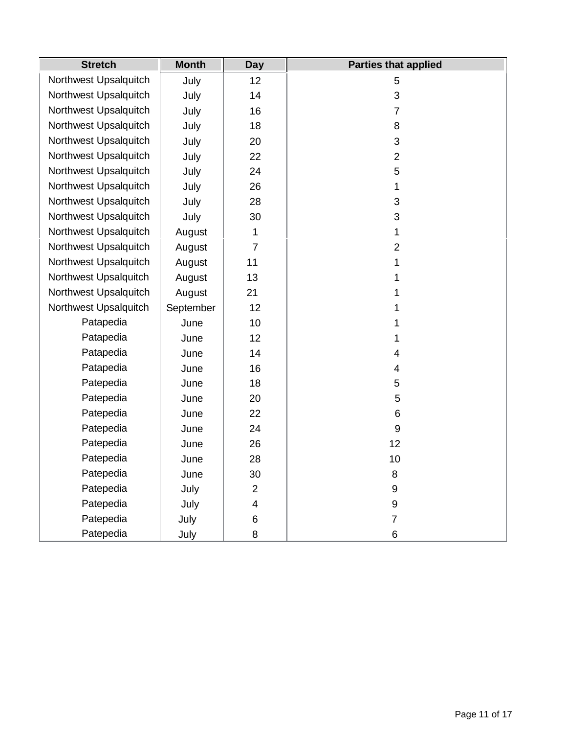| Stretch | Month | Day | Parties that applied |
|---|---|---|---|
| Northwest Upsalquitch | July | 12 | 5 |
| Northwest Upsalquitch | July | 14 | 3 |
| Northwest Upsalquitch | July | 16 | 7 |
| Northwest Upsalquitch | July | 18 | 8 |
| Northwest Upsalquitch | July | 20 | 3 |
| Northwest Upsalquitch | July | 22 | 2 |
| Northwest Upsalquitch | July | 24 | 5 |
| Northwest Upsalquitch | July | 26 | 1 |
| Northwest Upsalquitch | July | 28 | 3 |
| Northwest Upsalquitch | July | 30 | 3 |
| Northwest Upsalquitch | August | 1 | 1 |
| Northwest Upsalquitch | August | 7 | 2 |
| Northwest Upsalquitch | August | 11 | 1 |
| Northwest Upsalquitch | August | 13 | 1 |
| Northwest Upsalquitch | August | 21 | 1 |
| Northwest Upsalquitch | September | 12 | 1 |
| Patapedia | June | 10 | 1 |
| Patapedia | June | 12 | 1 |
| Patapedia | June | 14 | 4 |
| Patapedia | June | 16 | 4 |
| Patepedia | June | 18 | 5 |
| Patepedia | June | 20 | 5 |
| Patepedia | June | 22 | 6 |
| Patepedia | June | 24 | 9 |
| Patepedia | June | 26 | 12 |
| Patepedia | June | 28 | 10 |
| Patepedia | June | 30 | 8 |
| Patepedia | July | 2 | 9 |
| Patepedia | July | 4 | 9 |
| Patepedia | July | 6 | 7 |
| Patepedia | July | 8 | 6 |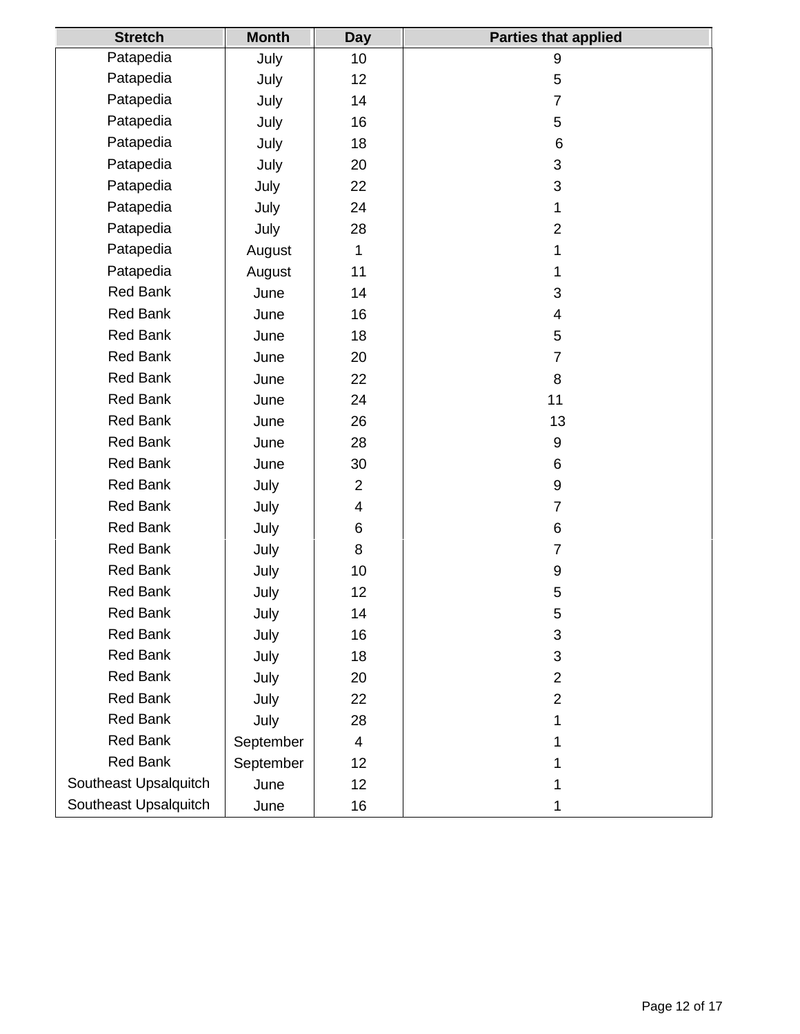| Stretch | Month | Day | Parties that applied |
|---|---|---|---|
| Patapedia | July | 10 | 9 |
| Patapedia | July | 12 | 5 |
| Patapedia | July | 14 | 7 |
| Patapedia | July | 16 | 5 |
| Patapedia | July | 18 | 6 |
| Patapedia | July | 20 | 3 |
| Patapedia | July | 22 | 3 |
| Patapedia | July | 24 | 1 |
| Patapedia | July | 28 | 2 |
| Patapedia | August | 1 | 1 |
| Patapedia | August | 11 | 1 |
| Red Bank | June | 14 | 3 |
| Red Bank | June | 16 | 4 |
| Red Bank | June | 18 | 5 |
| Red Bank | June | 20 | 7 |
| Red Bank | June | 22 | 8 |
| Red Bank | June | 24 | 11 |
| Red Bank | June | 26 | 13 |
| Red Bank | June | 28 | 9 |
| Red Bank | June | 30 | 6 |
| Red Bank | July | 2 | 9 |
| Red Bank | July | 4 | 7 |
| Red Bank | July | 6 | 6 |
| Red Bank | July | 8 | 7 |
| Red Bank | July | 10 | 9 |
| Red Bank | July | 12 | 5 |
| Red Bank | July | 14 | 5 |
| Red Bank | July | 16 | 3 |
| Red Bank | July | 18 | 3 |
| Red Bank | July | 20 | 2 |
| Red Bank | July | 22 | 2 |
| Red Bank | July | 28 | 1 |
| Red Bank | September | 4 | 1 |
| Red Bank | September | 12 | 1 |
| Southeast Upsalquitch | June | 12 | 1 |
| Southeast Upsalquitch | June | 16 | 1 |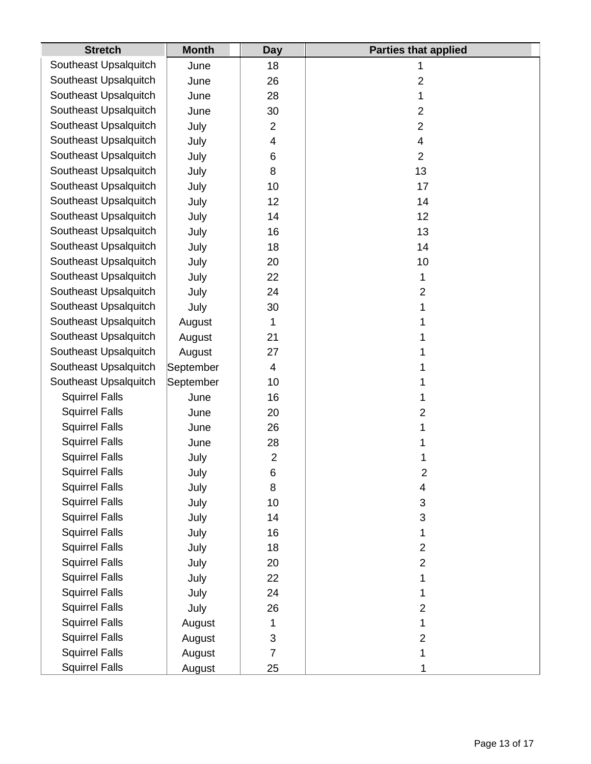| Stretch | Month | Day | Parties that applied |
|---|---|---|---|
| Southeast Upsalquitch | June | 18 | 1 |
| Southeast Upsalquitch | June | 26 | 2 |
| Southeast Upsalquitch | June | 28 | 1 |
| Southeast Upsalquitch | June | 30 | 2 |
| Southeast Upsalquitch | July | 2 | 2 |
| Southeast Upsalquitch | July | 4 | 4 |
| Southeast Upsalquitch | July | 6 | 2 |
| Southeast Upsalquitch | July | 8 | 13 |
| Southeast Upsalquitch | July | 10 | 17 |
| Southeast Upsalquitch | July | 12 | 14 |
| Southeast Upsalquitch | July | 14 | 12 |
| Southeast Upsalquitch | July | 16 | 13 |
| Southeast Upsalquitch | July | 18 | 14 |
| Southeast Upsalquitch | July | 20 | 10 |
| Southeast Upsalquitch | July | 22 | 1 |
| Southeast Upsalquitch | July | 24 | 2 |
| Southeast Upsalquitch | July | 30 | 1 |
| Southeast Upsalquitch | August | 1 | 1 |
| Southeast Upsalquitch | August | 21 | 1 |
| Southeast Upsalquitch | August | 27 | 1 |
| Southeast Upsalquitch | September | 4 | 1 |
| Southeast Upsalquitch | September | 10 | 1 |
| Squirrel Falls | June | 16 | 1 |
| Squirrel Falls | June | 20 | 2 |
| Squirrel Falls | June | 26 | 1 |
| Squirrel Falls | June | 28 | 1 |
| Squirrel Falls | July | 2 | 1 |
| Squirrel Falls | July | 6 | 2 |
| Squirrel Falls | July | 8 | 4 |
| Squirrel Falls | July | 10 | 3 |
| Squirrel Falls | July | 14 | 3 |
| Squirrel Falls | July | 16 | 1 |
| Squirrel Falls | July | 18 | 2 |
| Squirrel Falls | July | 20 | 2 |
| Squirrel Falls | July | 22 | 1 |
| Squirrel Falls | July | 24 | 1 |
| Squirrel Falls | July | 26 | 2 |
| Squirrel Falls | August | 1 | 1 |
| Squirrel Falls | August | 3 | 2 |
| Squirrel Falls | August | 7 | 1 |
| Squirrel Falls | August | 25 | 1 |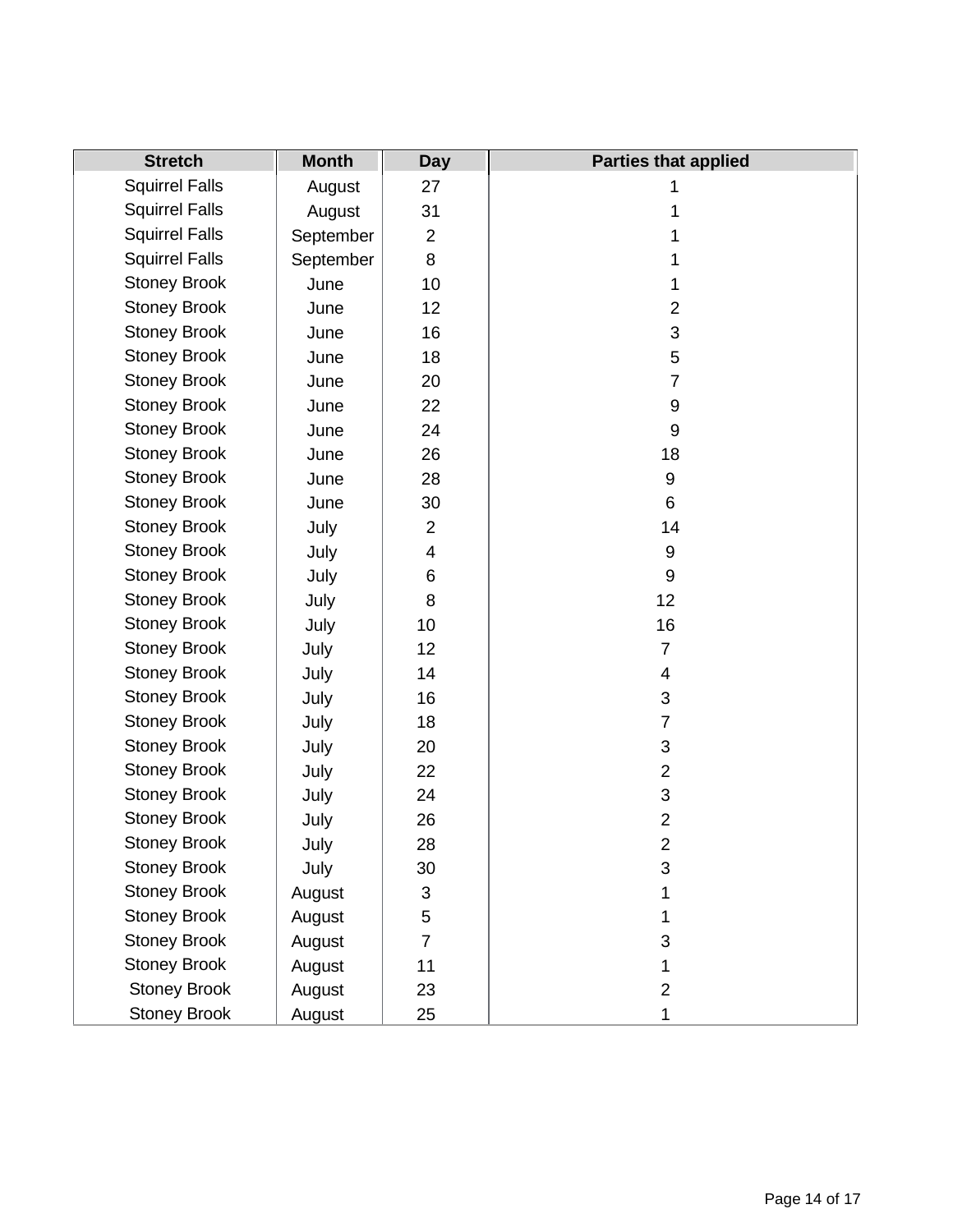| Stretch | Month | Day | Parties that applied |
|---|---|---|---|
| Squirrel Falls | August | 27 | 1 |
| Squirrel Falls | August | 31 | 1 |
| Squirrel Falls | September | 2 | 1 |
| Squirrel Falls | September | 8 | 1 |
| Stoney Brook | June | 10 | 1 |
| Stoney Brook | June | 12 | 2 |
| Stoney Brook | June | 16 | 3 |
| Stoney Brook | June | 18 | 5 |
| Stoney Brook | June | 20 | 7 |
| Stoney Brook | June | 22 | 9 |
| Stoney Brook | June | 24 | 9 |
| Stoney Brook | June | 26 | 18 |
| Stoney Brook | June | 28 | 9 |
| Stoney Brook | June | 30 | 6 |
| Stoney Brook | July | 2 | 14 |
| Stoney Brook | July | 4 | 9 |
| Stoney Brook | July | 6 | 9 |
| Stoney Brook | July | 8 | 12 |
| Stoney Brook | July | 10 | 16 |
| Stoney Brook | July | 12 | 7 |
| Stoney Brook | July | 14 | 4 |
| Stoney Brook | July | 16 | 3 |
| Stoney Brook | July | 18 | 7 |
| Stoney Brook | July | 20 | 3 |
| Stoney Brook | July | 22 | 2 |
| Stoney Brook | July | 24 | 3 |
| Stoney Brook | July | 26 | 2 |
| Stoney Brook | July | 28 | 2 |
| Stoney Brook | July | 30 | 3 |
| Stoney Brook | August | 3 | 1 |
| Stoney Brook | August | 5 | 1 |
| Stoney Brook | August | 7 | 3 |
| Stoney Brook | August | 11 | 1 |
| Stoney Brook | August | 23 | 2 |
| Stoney Brook | August | 25 | 1 |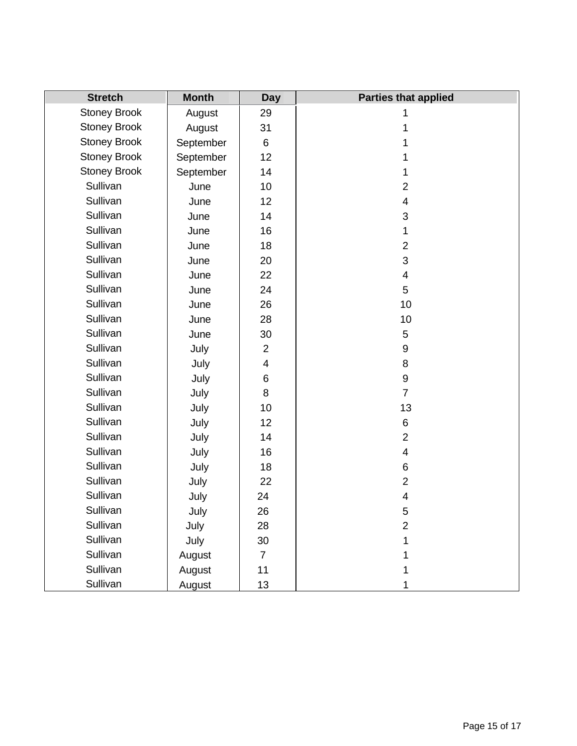| Stretch | Month | Day | Parties that applied |
| --- | --- | --- | --- |
| Stoney Brook | August | 29 | 1 |
| Stoney Brook | August | 31 | 1 |
| Stoney Brook | September | 6 | 1 |
| Stoney Brook | September | 12 | 1 |
| Stoney Brook | September | 14 | 1 |
| Sullivan | June | 10 | 2 |
| Sullivan | June | 12 | 4 |
| Sullivan | June | 14 | 3 |
| Sullivan | June | 16 | 1 |
| Sullivan | June | 18 | 2 |
| Sullivan | June | 20 | 3 |
| Sullivan | June | 22 | 4 |
| Sullivan | June | 24 | 5 |
| Sullivan | June | 26 | 10 |
| Sullivan | June | 28 | 10 |
| Sullivan | June | 30 | 5 |
| Sullivan | July | 2 | 9 |
| Sullivan | July | 4 | 8 |
| Sullivan | July | 6 | 9 |
| Sullivan | July | 8 | 7 |
| Sullivan | July | 10 | 13 |
| Sullivan | July | 12 | 6 |
| Sullivan | July | 14 | 2 |
| Sullivan | July | 16 | 4 |
| Sullivan | July | 18 | 6 |
| Sullivan | July | 22 | 2 |
| Sullivan | July | 24 | 4 |
| Sullivan | July | 26 | 5 |
| Sullivan | July | 28 | 2 |
| Sullivan | July | 30 | 1 |
| Sullivan | August | 7 | 1 |
| Sullivan | August | 11 | 1 |
| Sullivan | August | 13 | 1 |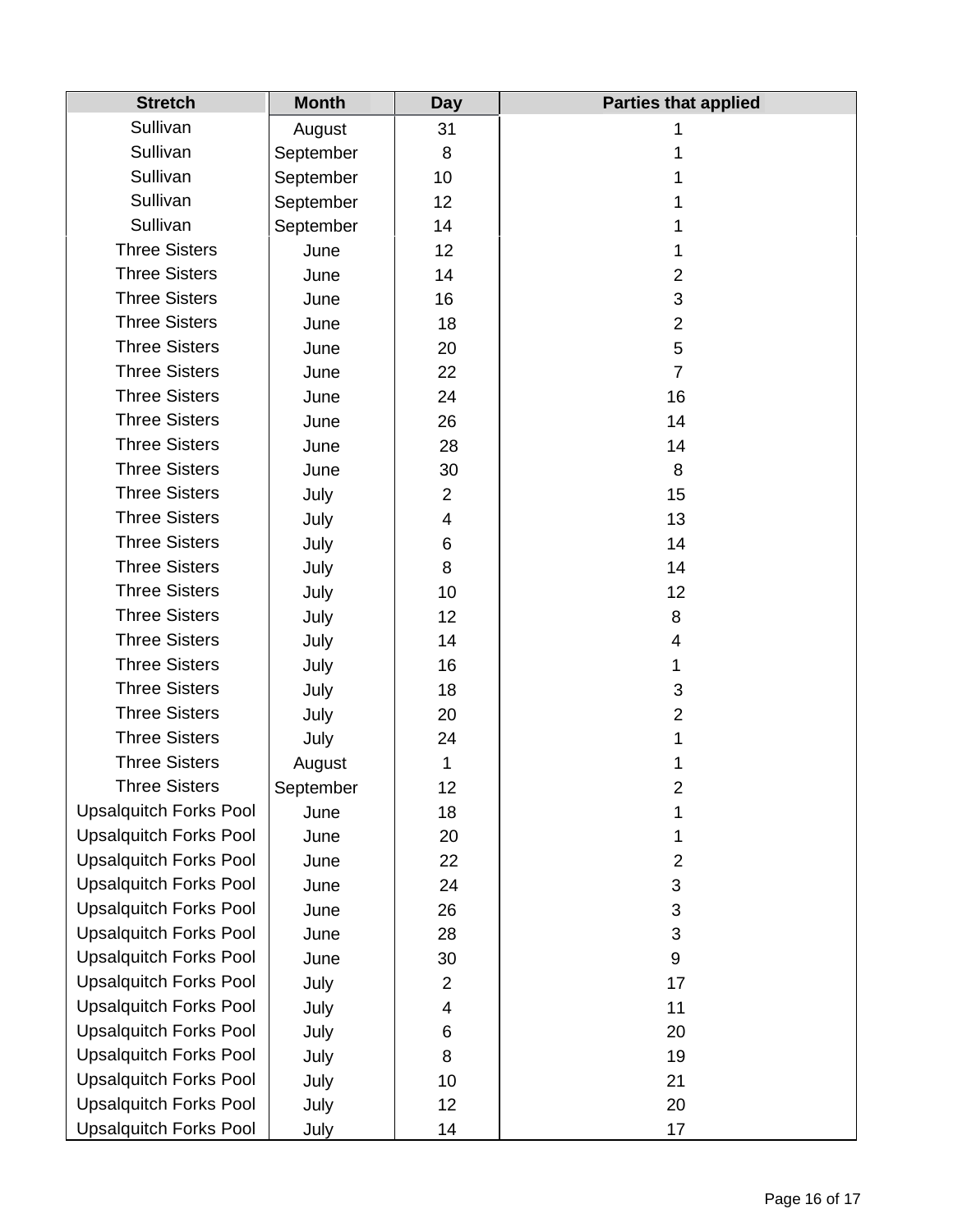| Stretch | Month | Day | Parties that applied |
|---|---|---|---|
| Sullivan | August | 31 | 1 |
| Sullivan | September | 8 | 1 |
| Sullivan | September | 10 | 1 |
| Sullivan | September | 12 | 1 |
| Sullivan | September | 14 | 1 |
| Three Sisters | June | 12 | 1 |
| Three Sisters | June | 14 | 2 |
| Three Sisters | June | 16 | 3 |
| Three Sisters | June | 18 | 2 |
| Three Sisters | June | 20 | 5 |
| Three Sisters | June | 22 | 7 |
| Three Sisters | June | 24 | 16 |
| Three Sisters | June | 26 | 14 |
| Three Sisters | June | 28 | 14 |
| Three Sisters | June | 30 | 8 |
| Three Sisters | July | 2 | 15 |
| Three Sisters | July | 4 | 13 |
| Three Sisters | July | 6 | 14 |
| Three Sisters | July | 8 | 14 |
| Three Sisters | July | 10 | 12 |
| Three Sisters | July | 12 | 8 |
| Three Sisters | July | 14 | 4 |
| Three Sisters | July | 16 | 1 |
| Three Sisters | July | 18 | 3 |
| Three Sisters | July | 20 | 2 |
| Three Sisters | July | 24 | 1 |
| Three Sisters | August | 1 | 1 |
| Three Sisters | September | 12 | 2 |
| Upsalquitch Forks Pool | June | 18 | 1 |
| Upsalquitch Forks Pool | June | 20 | 1 |
| Upsalquitch Forks Pool | June | 22 | 2 |
| Upsalquitch Forks Pool | June | 24 | 3 |
| Upsalquitch Forks Pool | June | 26 | 3 |
| Upsalquitch Forks Pool | June | 28 | 3 |
| Upsalquitch Forks Pool | June | 30 | 9 |
| Upsalquitch Forks Pool | July | 2 | 17 |
| Upsalquitch Forks Pool | July | 4 | 11 |
| Upsalquitch Forks Pool | July | 6 | 20 |
| Upsalquitch Forks Pool | July | 8 | 19 |
| Upsalquitch Forks Pool | July | 10 | 21 |
| Upsalquitch Forks Pool | July | 12 | 20 |
| Upsalquitch Forks Pool | July | 14 | 17 |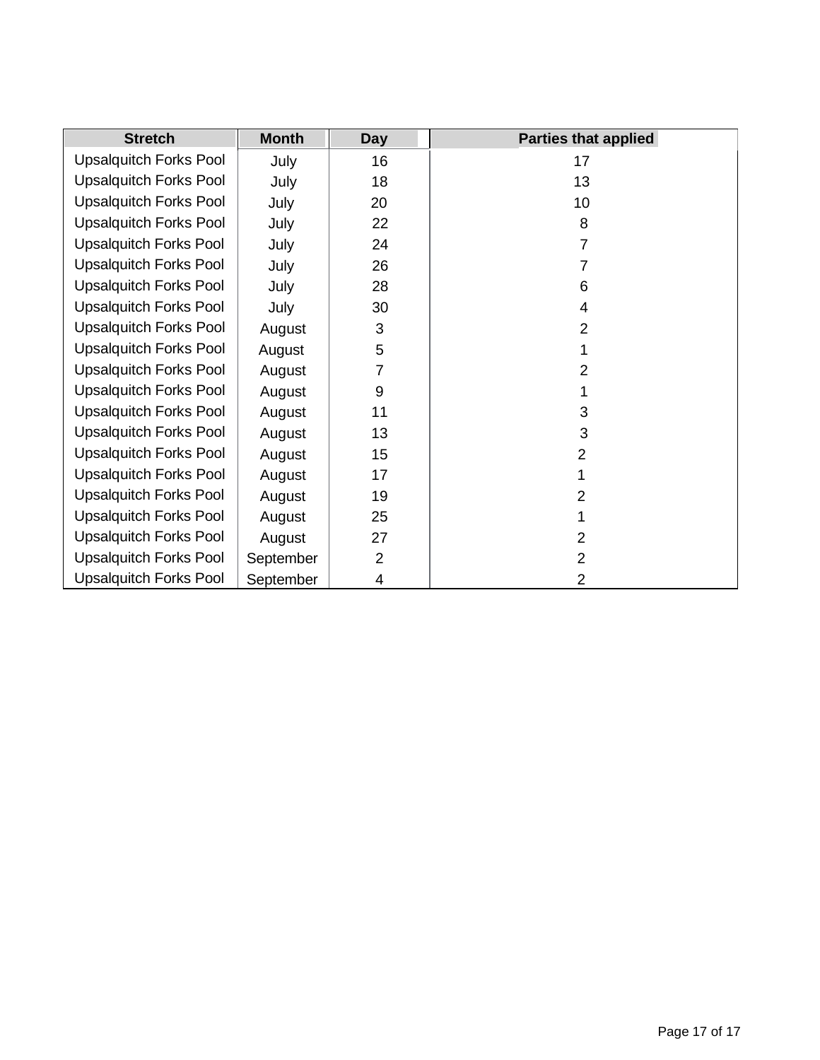| Stretch | Month | Day | Parties that applied |
|---|---|---|---|
| Upsalquitch Forks Pool | July | 16 | 17 |
| Upsalquitch Forks Pool | July | 18 | 13 |
| Upsalquitch Forks Pool | July | 20 | 10 |
| Upsalquitch Forks Pool | July | 22 | 8 |
| Upsalquitch Forks Pool | July | 24 | 7 |
| Upsalquitch Forks Pool | July | 26 | 7 |
| Upsalquitch Forks Pool | July | 28 | 6 |
| Upsalquitch Forks Pool | July | 30 | 4 |
| Upsalquitch Forks Pool | August | 3 | 2 |
| Upsalquitch Forks Pool | August | 5 | 1 |
| Upsalquitch Forks Pool | August | 7 | 2 |
| Upsalquitch Forks Pool | August | 9 | 1 |
| Upsalquitch Forks Pool | August | 11 | 3 |
| Upsalquitch Forks Pool | August | 13 | 3 |
| Upsalquitch Forks Pool | August | 15 | 2 |
| Upsalquitch Forks Pool | August | 17 | 1 |
| Upsalquitch Forks Pool | August | 19 | 2 |
| Upsalquitch Forks Pool | August | 25 | 1 |
| Upsalquitch Forks Pool | August | 27 | 2 |
| Upsalquitch Forks Pool | September | 2 | 2 |
| Upsalquitch Forks Pool | September | 4 | 2 |